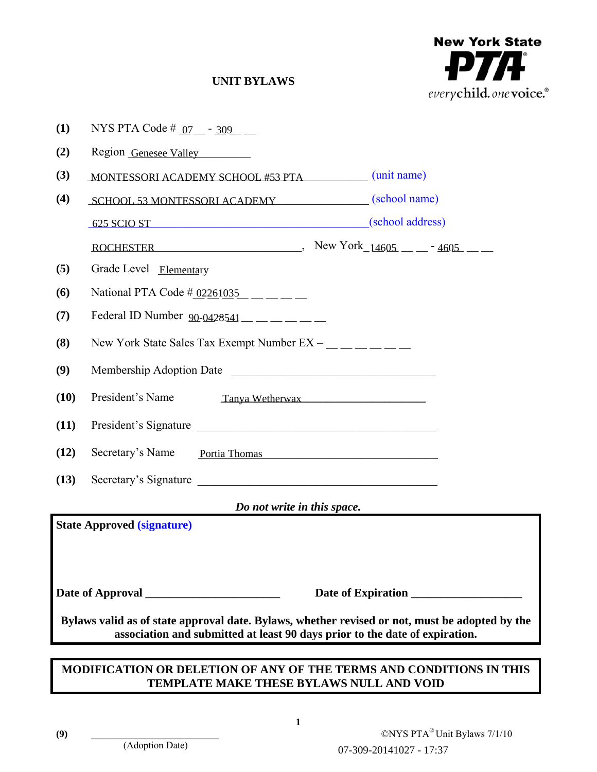# UNIT BYLAWS

New York State PTA
everychild. onevoice.

**(1)** NYS PTA Code # 07 - 309

**(2)** Region Genesee Valley

**(3)** MONTESSORI ACADEMY SCHOOL #53 PTA (unit name)

**(4)** SCHOOL 53 MONTESSORI ACADEMY (school name)

625 SCIO ST (school address)

ROCHESTER, New York 14605 - 4605

**(5)** Grade Level Elementary

**(6)** National PTA Code # 02261035

**(7)** Federal ID Number 90-0428541

**(8)** New York State Sales Tax Exempt Number EX – ___

**(9)** Membership Adoption Date ___

**(10)** President's Name Tanya Wetherwax

**(11)** President's Signature ___

**(12)** Secretary's Name Portia Thomas

**(13)** Secretary's Signature ___

***Do not write in this space.***

**State Approved (signature)**

**Date of Approval** ___ **Date of Expiration** ___

**Bylaws valid as of state approval date. Bylaws, whether revised or not, must be adopted by the association and submitted at least 90 days prior to the date of expiration.**

**MODIFICATION OR DELETION OF ANY OF THE TERMS AND CONDITIONS IN THIS TEMPLATE MAKE THESE BYLAWS NULL AND VOID**

**(9)** ___ (Adoption Date)

©NYS PTA® Unit Bylaws 7/1/10

07-309-20141027 - 17:37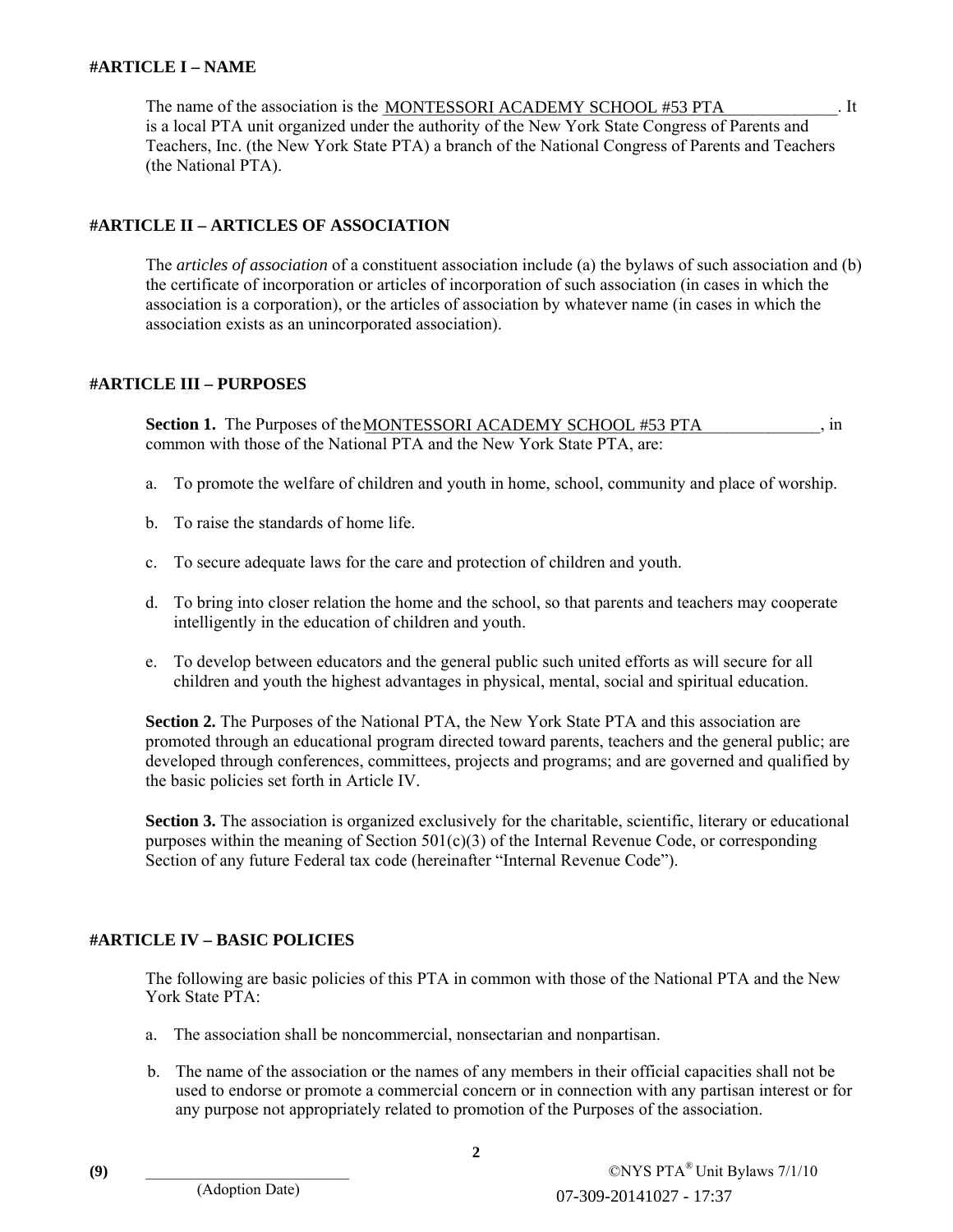## #ARTICLE I – NAME

The name of the association is the MONTESSORI ACADEMY SCHOOL #53 PTA. It is a local PTA unit organized under the authority of the New York State Congress of Parents and Teachers, Inc. (the New York State PTA) a branch of the National Congress of Parents and Teachers (the National PTA).

## #ARTICLE II – ARTICLES OF ASSOCIATION

The *articles of association* of a constituent association include (a) the bylaws of such association and (b) the certificate of incorporation or articles of incorporation of such association (in cases in which the association is a corporation), or the articles of association by whatever name (in cases in which the association exists as an unincorporated association).

## #ARTICLE III – PURPOSES

**Section 1.** The Purposes of the MONTESSORI ACADEMY SCHOOL #53 PTA, in common with those of the National PTA and the New York State PTA, are:

a. To promote the welfare of children and youth in home, school, community and place of worship.

b. To raise the standards of home life.

c. To secure adequate laws for the care and protection of children and youth.

d. To bring into closer relation the home and the school, so that parents and teachers may cooperate intelligently in the education of children and youth.

e. To develop between educators and the general public such united efforts as will secure for all children and youth the highest advantages in physical, mental, social and spiritual education.

**Section 2.** The Purposes of the National PTA, the New York State PTA and this association are promoted through an educational program directed toward parents, teachers and the general public; are developed through conferences, committees, projects and programs; and are governed and qualified by the basic policies set forth in Article IV.

**Section 3.** The association is organized exclusively for the charitable, scientific, literary or educational purposes within the meaning of Section 501(c)(3) of the Internal Revenue Code, or corresponding Section of any future Federal tax code (hereinafter "Internal Revenue Code").

## #ARTICLE IV – BASIC POLICIES

The following are basic policies of this PTA in common with those of the National PTA and the New York State PTA:

a. The association shall be noncommercial, nonsectarian and nonpartisan.

b. The name of the association or the names of any members in their official capacities shall not be used to endorse or promote a commercial concern or in connection with any partisan interest or for any purpose not appropriately related to promotion of the Purposes of the association.

(9) ______________________
(Adoption Date)

07-309-20141027 - 17:37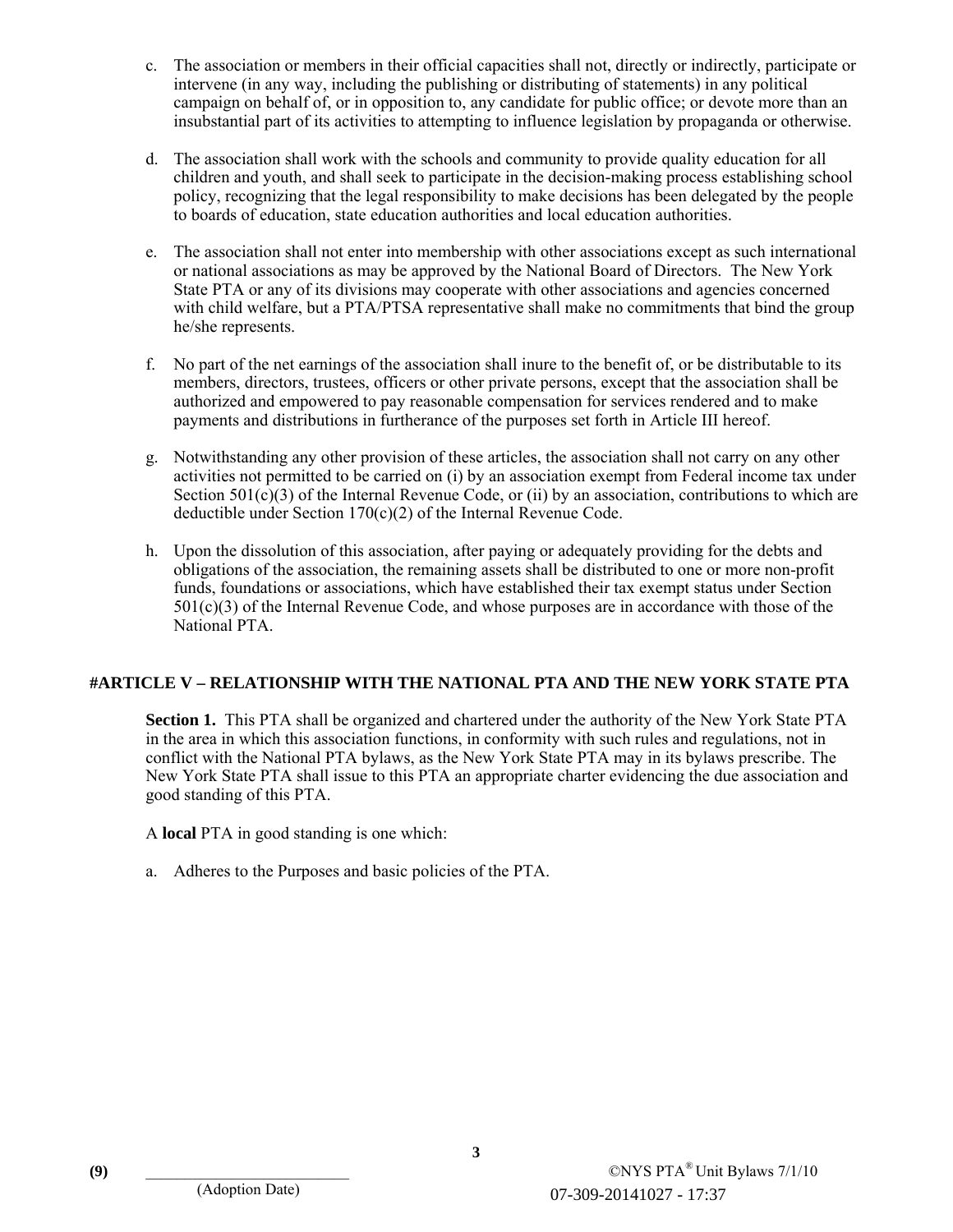c. The association or members in their official capacities shall not, directly or indirectly, participate or intervene (in any way, including the publishing or distributing of statements) in any political campaign on behalf of, or in opposition to, any candidate for public office; or devote more than an insubstantial part of its activities to attempting to influence legislation by propaganda or otherwise.

d. The association shall work with the schools and community to provide quality education for all children and youth, and shall seek to participate in the decision-making process establishing school policy, recognizing that the legal responsibility to make decisions has been delegated by the people to boards of education, state education authorities and local education authorities.

e. The association shall not enter into membership with other associations except as such international or national associations as may be approved by the National Board of Directors. The New York State PTA or any of its divisions may cooperate with other associations and agencies concerned with child welfare, but a PTA/PTSA representative shall make no commitments that bind the group he/she represents.

f. No part of the net earnings of the association shall inure to the benefit of, or be distributable to its members, directors, trustees, officers or other private persons, except that the association shall be authorized and empowered to pay reasonable compensation for services rendered and to make payments and distributions in furtherance of the purposes set forth in Article III hereof.

g. Notwithstanding any other provision of these articles, the association shall not carry on any other activities not permitted to be carried on (i) by an association exempt from Federal income tax under Section 501(c)(3) of the Internal Revenue Code, or (ii) by an association, contributions to which are deductible under Section 170(c)(2) of the Internal Revenue Code.

h. Upon the dissolution of this association, after paying or adequately providing for the debts and obligations of the association, the remaining assets shall be distributed to one or more non-profit funds, foundations or associations, which have established their tax exempt status under Section 501(c)(3) of the Internal Revenue Code, and whose purposes are in accordance with those of the National PTA.

## #ARTICLE V – RELATIONSHIP WITH THE NATIONAL PTA AND THE NEW YORK STATE PTA

**Section 1.** This PTA shall be organized and chartered under the authority of the New York State PTA in the area in which this association functions, in conformity with such rules and regulations, not in conflict with the National PTA bylaws, as the New York State PTA may in its bylaws prescribe. The New York State PTA shall issue to this PTA an appropriate charter evidencing the due association and good standing of this PTA.

A **local** PTA in good standing is one which:

a. Adheres to the Purposes and basic policies of the PTA.

**(9)** ______________________
(Adoption Date)

©NYS PTA® Unit Bylaws 7/1/10
07-309-20141027 - 17:37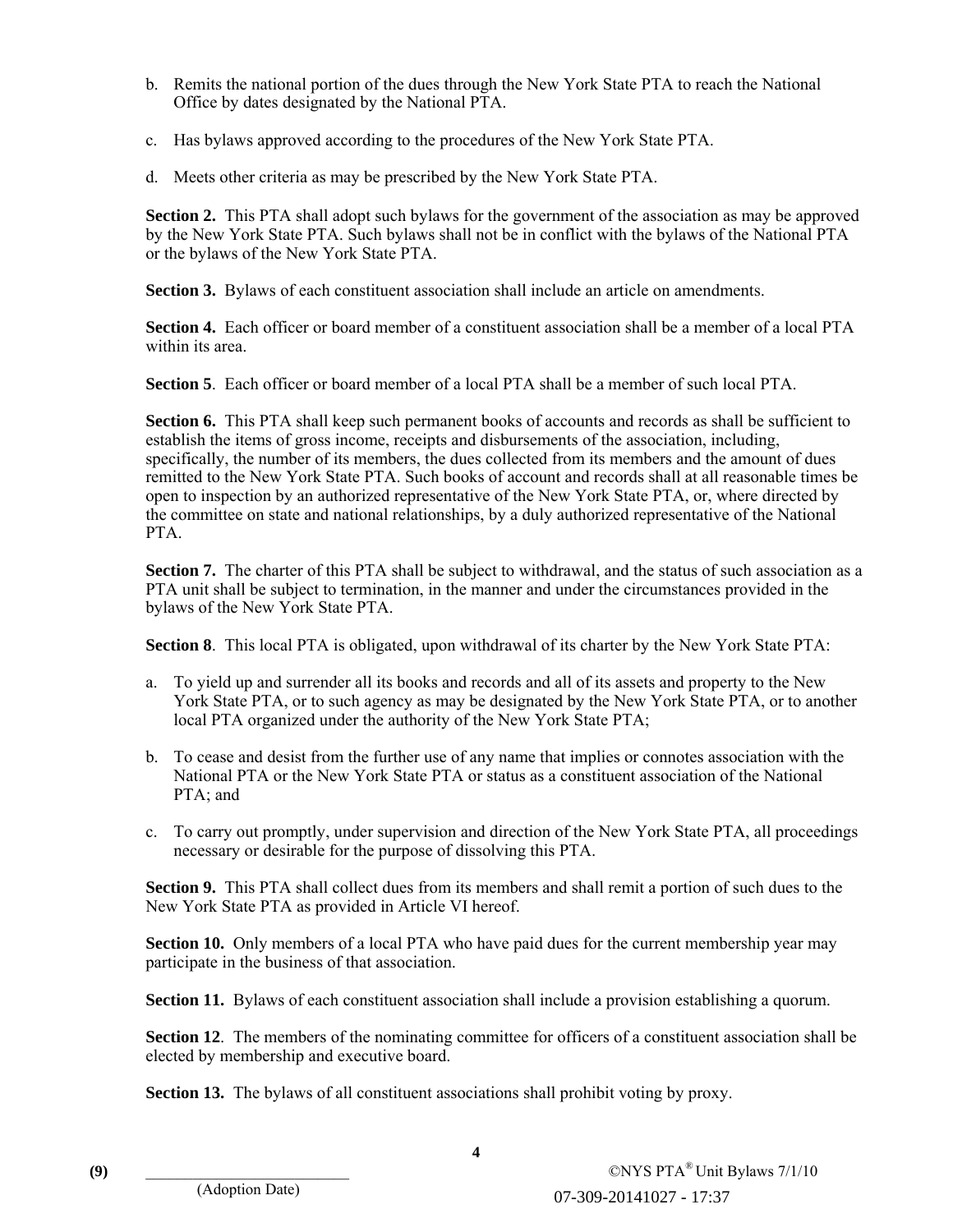b. Remits the national portion of the dues through the New York State PTA to reach the National Office by dates designated by the National PTA.

c. Has bylaws approved according to the procedures of the New York State PTA.

d. Meets other criteria as may be prescribed by the New York State PTA.

**Section 2.** This PTA shall adopt such bylaws for the government of the association as may be approved by the New York State PTA. Such bylaws shall not be in conflict with the bylaws of the National PTA or the bylaws of the New York State PTA.

**Section 3.** Bylaws of each constituent association shall include an article on amendments.

**Section 4.** Each officer or board member of a constituent association shall be a member of a local PTA within its area.

**Section 5**. Each officer or board member of a local PTA shall be a member of such local PTA.

**Section 6.** This PTA shall keep such permanent books of accounts and records as shall be sufficient to establish the items of gross income, receipts and disbursements of the association, including, specifically, the number of its members, the dues collected from its members and the amount of dues remitted to the New York State PTA. Such books of account and records shall at all reasonable times be open to inspection by an authorized representative of the New York State PTA, or, where directed by the committee on state and national relationships, by a duly authorized representative of the National PTA.

**Section 7.** The charter of this PTA shall be subject to withdrawal, and the status of such association as a PTA unit shall be subject to termination, in the manner and under the circumstances provided in the bylaws of the New York State PTA.

**Section 8**. This local PTA is obligated, upon withdrawal of its charter by the New York State PTA:

a. To yield up and surrender all its books and records and all of its assets and property to the New York State PTA, or to such agency as may be designated by the New York State PTA, or to another local PTA organized under the authority of the New York State PTA;

b. To cease and desist from the further use of any name that implies or connotes association with the National PTA or the New York State PTA or status as a constituent association of the National PTA; and

c. To carry out promptly, under supervision and direction of the New York State PTA, all proceedings necessary or desirable for the purpose of dissolving this PTA.

**Section 9.** This PTA shall collect dues from its members and shall remit a portion of such dues to the New York State PTA as provided in Article VI hereof.

**Section 10.** Only members of a local PTA who have paid dues for the current membership year may participate in the business of that association.

**Section 11.** Bylaws of each constituent association shall include a provision establishing a quorum.

**Section 12**. The members of the nominating committee for officers of a constituent association shall be elected by membership and executive board.

**Section 13.** The bylaws of all constituent associations shall prohibit voting by proxy.

**(9)** ________________________ (Adoption Date)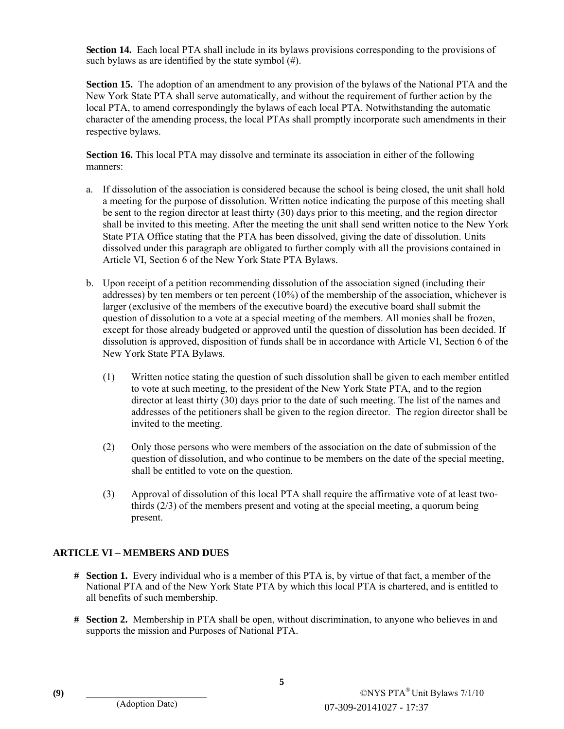**Section 14.** Each local PTA shall include in its bylaws provisions corresponding to the provisions of such bylaws as are identified by the state symbol (#).

**Section 15.** The adoption of an amendment to any provision of the bylaws of the National PTA and the New York State PTA shall serve automatically, and without the requirement of further action by the local PTA, to amend correspondingly the bylaws of each local PTA. Notwithstanding the automatic character of the amending process, the local PTAs shall promptly incorporate such amendments in their respective bylaws.

**Section 16.** This local PTA may dissolve and terminate its association in either of the following manners:

a. If dissolution of the association is considered because the school is being closed, the unit shall hold a meeting for the purpose of dissolution. Written notice indicating the purpose of this meeting shall be sent to the region director at least thirty (30) days prior to this meeting, and the region director shall be invited to this meeting. After the meeting the unit shall send written notice to the New York State PTA Office stating that the PTA has been dissolved, giving the date of dissolution. Units dissolved under this paragraph are obligated to further comply with all the provisions contained in Article VI, Section 6 of the New York State PTA Bylaws.

b. Upon receipt of a petition recommending dissolution of the association signed (including their addresses) by ten members or ten percent (10%) of the membership of the association, whichever is larger (exclusive of the members of the executive board) the executive board shall submit the question of dissolution to a vote at a special meeting of the members. All monies shall be frozen, except for those already budgeted or approved until the question of dissolution has been decided. If dissolution is approved, disposition of funds shall be in accordance with Article VI, Section 6 of the New York State PTA Bylaws.

   (1) Written notice stating the question of such dissolution shall be given to each member entitled to vote at such meeting, to the president of the New York State PTA, and to the region director at least thirty (30) days prior to the date of such meeting. The list of the names and addresses of the petitioners shall be given to the region director. The region director shall be invited to the meeting.

   (2) Only those persons who were members of the association on the date of submission of the question of dissolution, and who continue to be members on the date of the special meeting, shall be entitled to vote on the question.

   (3) Approval of dissolution of this local PTA shall require the affirmative vote of at least two-thirds (2/3) of the members present and voting at the special meeting, a quorum being present.

## ARTICLE VI – MEMBERS AND DUES

**# Section 1.** Every individual who is a member of this PTA is, by virtue of that fact, a member of the National PTA and of the New York State PTA by which this local PTA is chartered, and is entitled to all benefits of such membership.

**# Section 2.** Membership in PTA shall be open, without discrimination, to anyone who believes in and supports the mission and Purposes of National PTA.

**(9)** ______________________
(Adoption Date)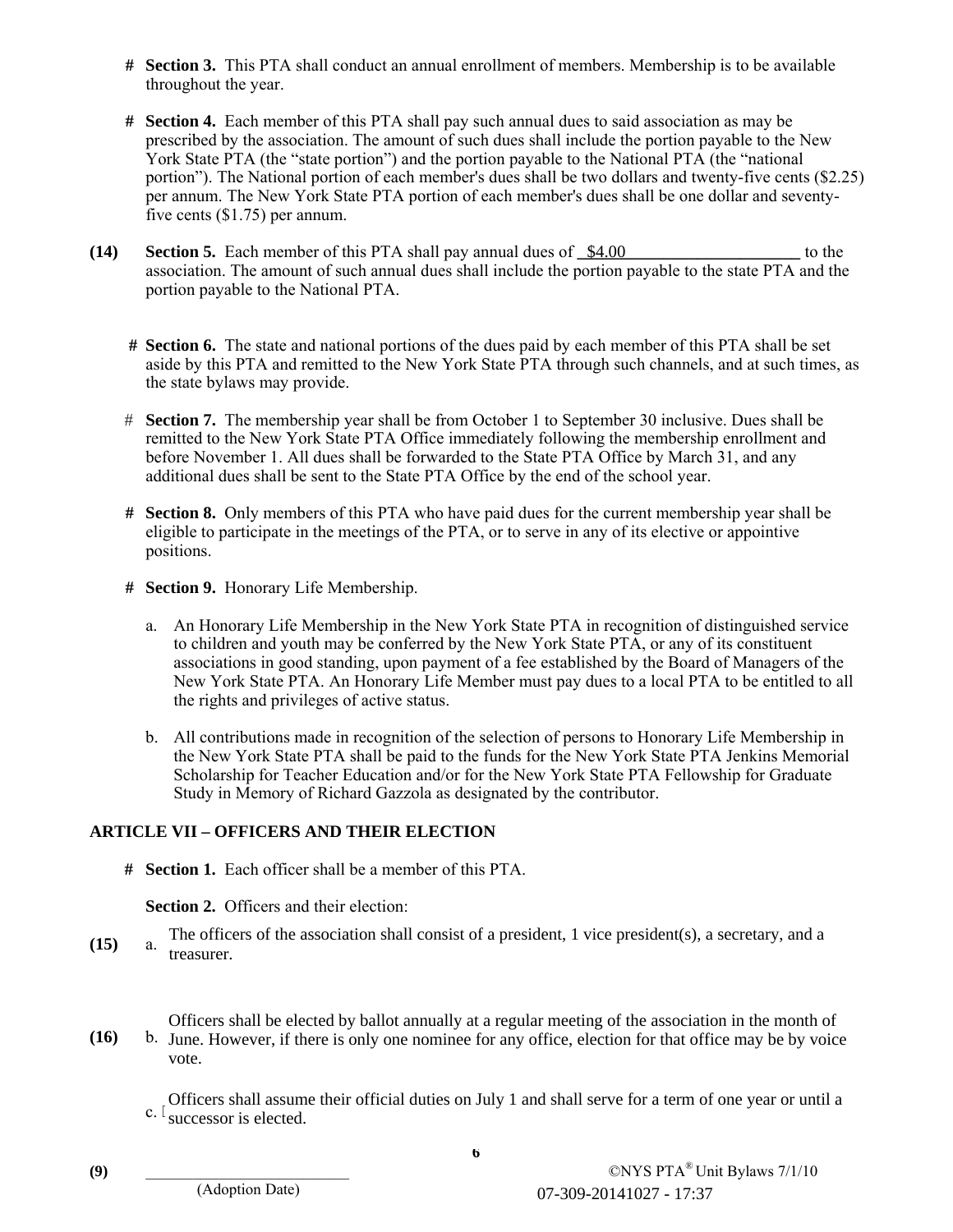**#** **Section 3.** This PTA shall conduct an annual enrollment of members. Membership is to be available throughout the year.

**#** **Section 4.** Each member of this PTA shall pay such annual dues to said association as may be prescribed by the association. The amount of such dues shall include the portion payable to the New York State PTA (the "state portion") and the portion payable to the National PTA (the "national portion"). The National portion of each member's dues shall be two dollars and twenty-five cents ($2.25) per annum. The New York State PTA portion of each member's dues shall be one dollar and seventy-five cents ($1.75) per annum.

**(14)** **Section 5.** Each member of this PTA shall pay annual dues of \_$4.00\_\_\_\_\_\_\_\_\_\_\_\_\_\_\_\_\_\_\_\_\_ to the association. The amount of such annual dues shall include the portion payable to the state PTA and the portion payable to the National PTA.

**#** **Section 6.** The state and national portions of the dues paid by each member of this PTA shall be set aside by this PTA and remitted to the New York State PTA through such channels, and at such times, as the state bylaws may provide.

# **Section 7.** The membership year shall be from October 1 to September 30 inclusive. Dues shall be remitted to the New York State PTA Office immediately following the membership enrollment and before November 1. All dues shall be forwarded to the State PTA Office by March 31, and any additional dues shall be sent to the State PTA Office by the end of the school year.

**#** **Section 8.** Only members of this PTA who have paid dues for the current membership year shall be eligible to participate in the meetings of the PTA, or to serve in any of its elective or appointive positions.

**#** **Section 9.** Honorary Life Membership.

a. An Honorary Life Membership in the New York State PTA in recognition of distinguished service to children and youth may be conferred by the New York State PTA, or any of its constituent associations in good standing, upon payment of a fee established by the Board of Managers of the New York State PTA. An Honorary Life Member must pay dues to a local PTA to be entitled to all the rights and privileges of active status.

b. All contributions made in recognition of the selection of persons to Honorary Life Membership in the New York State PTA shall be paid to the funds for the New York State PTA Jenkins Memorial Scholarship for Teacher Education and/or for the New York State PTA Fellowship for Graduate Study in Memory of Richard Gazzola as designated by the contributor.

## ARTICLE VII – OFFICERS AND THEIR ELECTION

**#** **Section 1.** Each officer shall be a member of this PTA.

**Section 2.** Officers and their election:

**(15)** a. The officers of the association shall consist of a president, 1 vice president(s), a secretary, and a treasurer.

**(16)** b. Officers shall be elected by ballot annually at a regular meeting of the association in the month of June. However, if there is only one nominee for any office, election for that office may be by voice vote.

c. Officers shall assume their official duties on July 1 and shall serve for a term of one year or until a successor is elected.

**(9)** \_\_\_\_\_\_\_\_\_\_\_\_\_\_\_\_\_\_\_\_\_\_\_\_\_\_
(Adoption Date)

07-309-20141027 - 17:37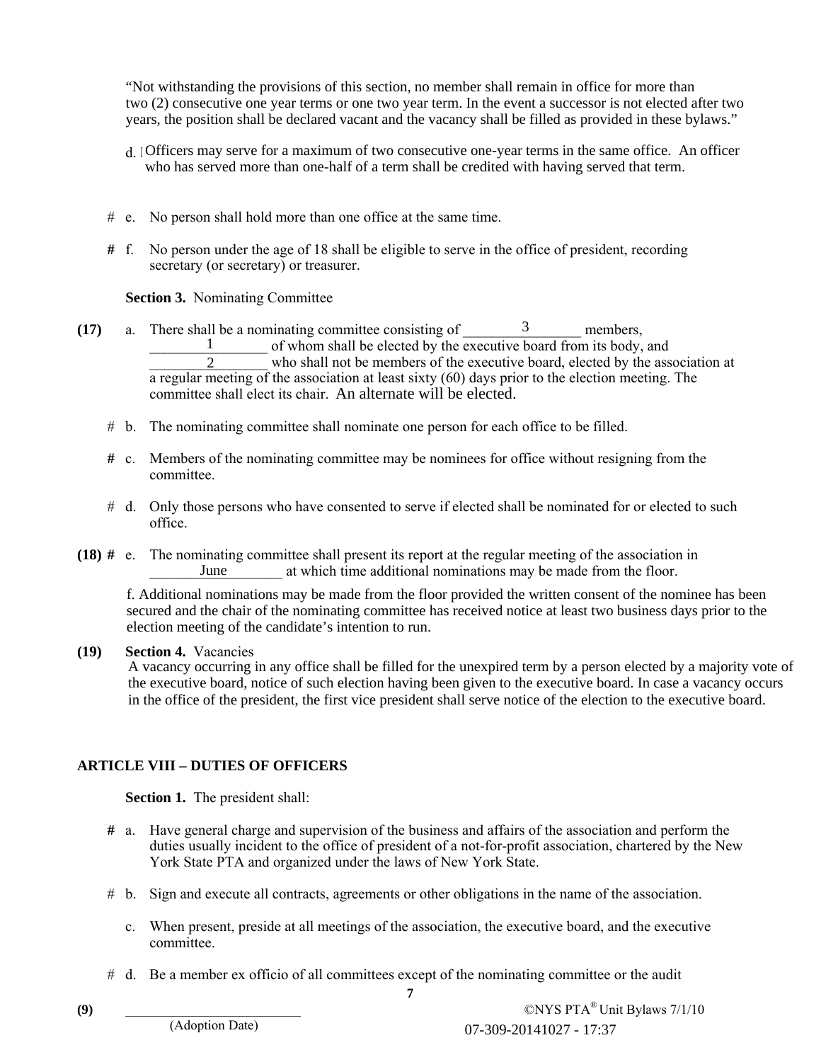"Not withstanding the provisions of this section, no member shall remain in office for more than two (2) consecutive one year terms or one two year term. In the event a successor is not elected after two years, the position shall be declared vacant and the vacancy shall be filled as provided in these bylaws."

d. [ Officers may serve for a maximum of two consecutive one-year terms in the same office. An officer who has served more than one-half of a term shall be credited with having served that term.

\# e. No person shall hold more than one office at the same time.

**#** f. No person under the age of 18 shall be eligible to serve in the office of president, recording secretary (or secretary) or treasurer.

**Section 3.** Nominating Committee

**(17)** a. There shall be a nominating committee consisting of ____3____ members, ____1____ of whom shall be elected by the executive board from its body, and ____2____ who shall not be members of the executive board, elected by the association at a regular meeting of the association at least sixty (60) days prior to the election meeting. The committee shall elect its chair. An alternate will be elected.

\# b. The nominating committee shall nominate one person for each office to be filled.

**#** c. Members of the nominating committee may be nominees for office without resigning from the committee.

\# d. Only those persons who have consented to serve if elected shall be nominated for or elected to such office.

**(18) #** e. The nominating committee shall present its report at the regular meeting of the association in ____June____ at which time additional nominations may be made from the floor.

f. Additional nominations may be made from the floor provided the written consent of the nominee has been secured and the chair of the nominating committee has received notice at least two business days prior to the election meeting of the candidate's intention to run.

**(19)** **Section 4.** Vacancies

A vacancy occurring in any office shall be filled for the unexpired term by a person elected by a majority vote of the executive board, notice of such election having been given to the executive board. In case a vacancy occurs in the office of the president, the first vice president shall serve notice of the election to the executive board.

## ARTICLE VIII – DUTIES OF OFFICERS

**Section 1.** The president shall:

**#** a. Have general charge and supervision of the business and affairs of the association and perform the duties usually incident to the office of president of a not-for-profit association, chartered by the New York State PTA and organized under the laws of New York State.

\# b. Sign and execute all contracts, agreements or other obligations in the name of the association.

c. When present, preside at all meetings of the association, the executive board, and the executive committee.

\# d. Be a member ex officio of all committees except of the nominating committee or the audit

**(9)** ____________________
(Adoption Date)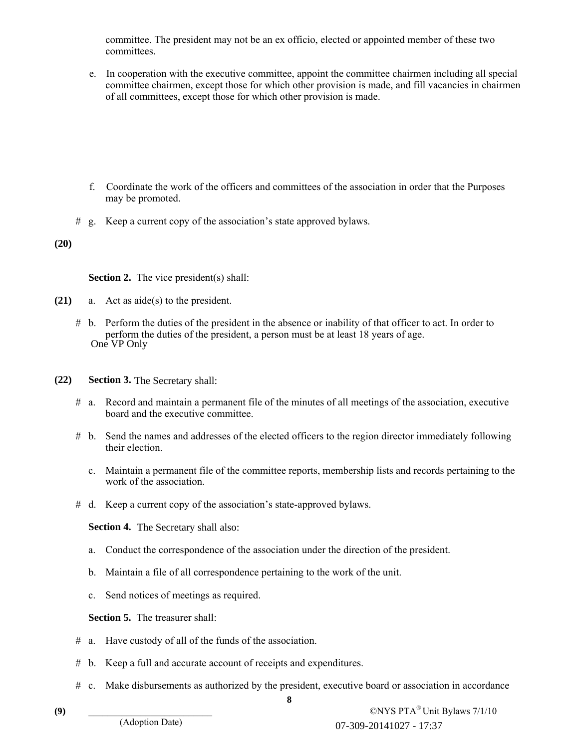committee. The president may not be an ex officio, elected or appointed member of these two committees.

e. In cooperation with the executive committee, appoint the committee chairmen including all special committee chairmen, except those for which other provision is made, and fill vacancies in chairmen of all committees, except those for which other provision is made.

f. Coordinate the work of the officers and committees of the association in order that the Purposes may be promoted.

\# g. Keep a current copy of the association's state approved bylaws.

**(20)**

**Section 2.** The vice president(s) shall:

**(21)** a. Act as aide(s) to the president.

\# b. Perform the duties of the president in the absence or inability of that officer to act. In order to perform the duties of the president, a person must be at least 18 years of age.

One VP Only

**(22)** **Section 3.** The Secretary shall:

\# a. Record and maintain a permanent file of the minutes of all meetings of the association, executive board and the executive committee.

\# b. Send the names and addresses of the elected officers to the region director immediately following their election.

c. Maintain a permanent file of the committee reports, membership lists and records pertaining to the work of the association.

\# d. Keep a current copy of the association's state-approved bylaws.

**Section 4.** The Secretary shall also:

a. Conduct the correspondence of the association under the direction of the president.

b. Maintain a file of all correspondence pertaining to the work of the unit.

c. Send notices of meetings as required.

**Section 5.** The treasurer shall:

\# a. Have custody of all of the funds of the association.

\# b. Keep a full and accurate account of receipts and expenditures.

\# c. Make disbursements as authorized by the president, executive board or association in accordance

**(9)** ___________________________
(Adoption Date)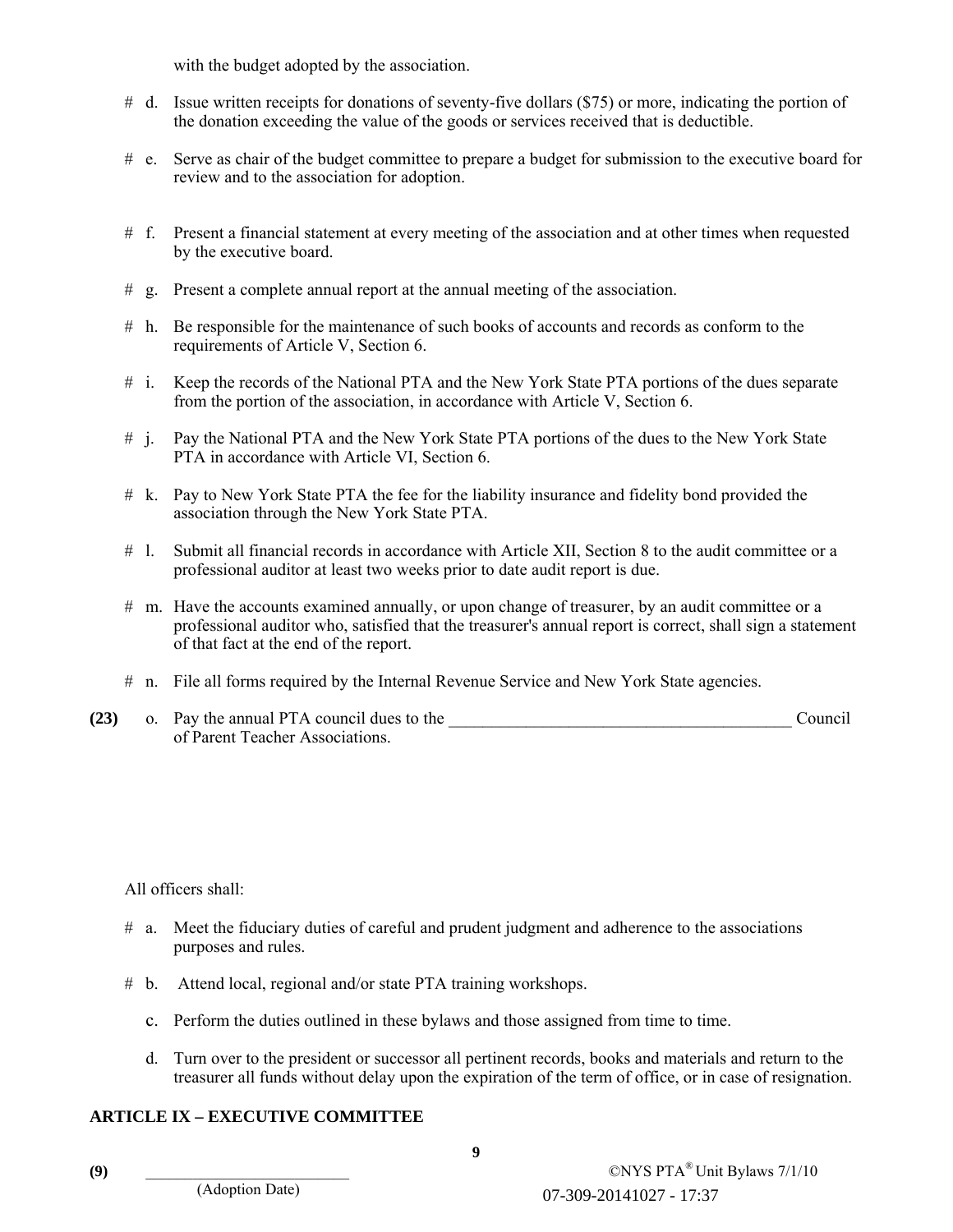with the budget adopted by the association.

# d. Issue written receipts for donations of seventy-five dollars ($75) or more, indicating the portion of the donation exceeding the value of the goods or services received that is deductible.

# e. Serve as chair of the budget committee to prepare a budget for submission to the executive board for review and to the association for adoption.

# f. Present a financial statement at every meeting of the association and at other times when requested by the executive board.

# g. Present a complete annual report at the annual meeting of the association.

# h. Be responsible for the maintenance of such books of accounts and records as conform to the requirements of Article V, Section 6.

# i. Keep the records of the National PTA and the New York State PTA portions of the dues separate from the portion of the association, in accordance with Article V, Section 6.

# j. Pay the National PTA and the New York State PTA portions of the dues to the New York State PTA in accordance with Article VI, Section 6.

# k. Pay to New York State PTA the fee for the liability insurance and fidelity bond provided the association through the New York State PTA.

# l. Submit all financial records in accordance with Article XII, Section 8 to the audit committee or a professional auditor at least two weeks prior to date audit report is due.

# m. Have the accounts examined annually, or upon change of treasurer, by an audit committee or a professional auditor who, satisfied that the treasurer's annual report is correct, shall sign a statement of that fact at the end of the report.

# n. File all forms required by the Internal Revenue Service and New York State agencies.

**(23)** o. Pay the annual PTA council dues to the ________________________________________ Council of Parent Teacher Associations.

All officers shall:

# a. Meet the fiduciary duties of careful and prudent judgment and adherence to the associations purposes and rules.

# b. Attend local, regional and/or state PTA training workshops.

c. Perform the duties outlined in these bylaws and those assigned from time to time.

d. Turn over to the president or successor all pertinent records, books and materials and return to the treasurer all funds without delay upon the expiration of the term of office, or in case of resignation.

**ARTICLE IX – EXECUTIVE COMMITTEE**

**(9)** ________________________
(Adoption Date)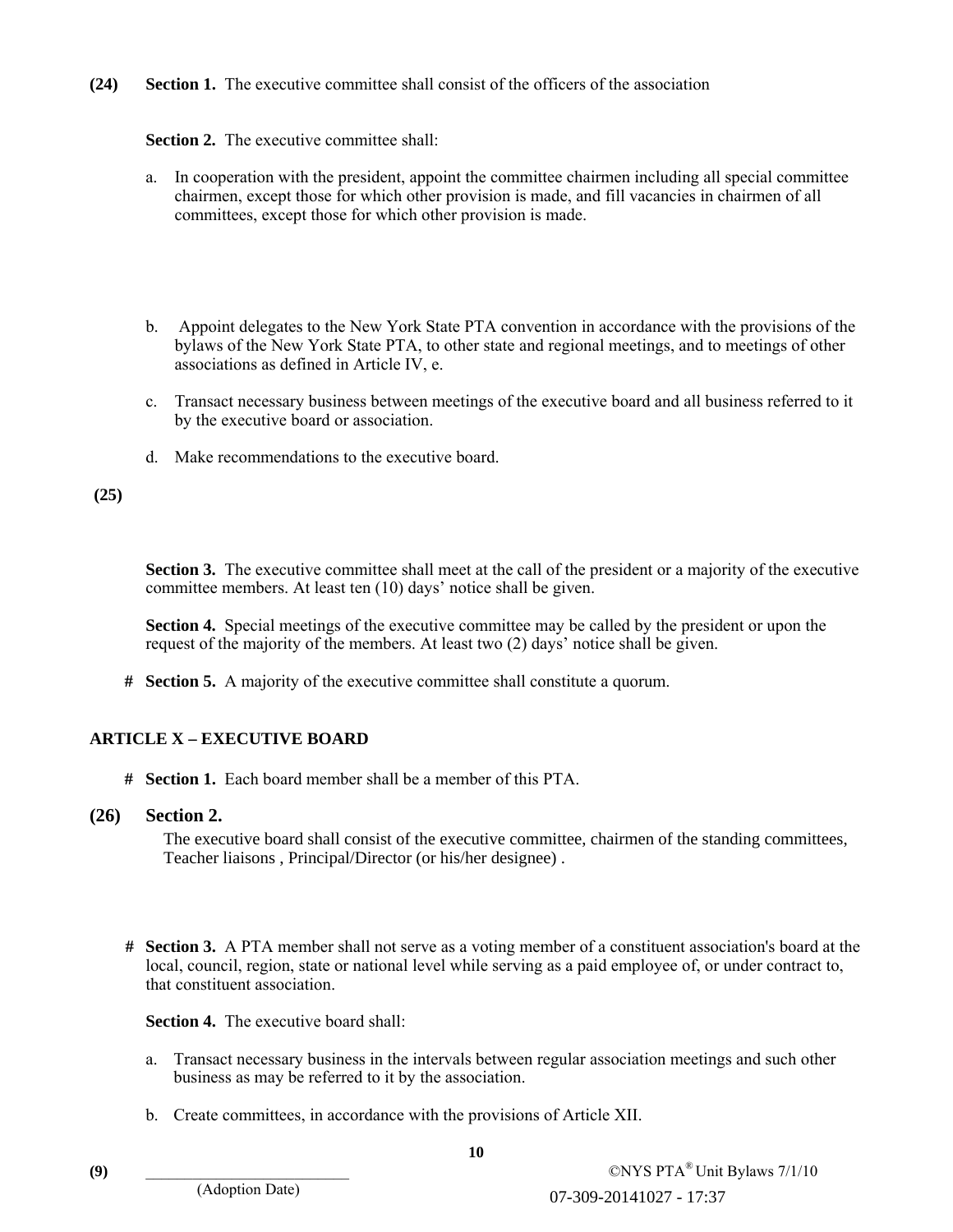**(24)** **Section 1.** The executive committee shall consist of the officers of the association

**Section 2.** The executive committee shall:

a. In cooperation with the president, appoint the committee chairmen including all special committee chairmen, except those for which other provision is made, and fill vacancies in chairmen of all committees, except those for which other provision is made.

b. Appoint delegates to the New York State PTA convention in accordance with the provisions of the bylaws of the New York State PTA, to other state and regional meetings, and to meetings of other associations as defined in Article IV, e.

c. Transact necessary business between meetings of the executive board and all business referred to it by the executive board or association.

d. Make recommendations to the executive board.

**(25)**

**Section 3.** The executive committee shall meet at the call of the president or a majority of the executive committee members. At least ten (10) days' notice shall be given.

**Section 4.** Special meetings of the executive committee may be called by the president or upon the request of the majority of the members. At least two (2) days' notice shall be given.

\# **Section 5.** A majority of the executive committee shall constitute a quorum.

## ARTICLE X – EXECUTIVE BOARD

\# **Section 1.** Each board member shall be a member of this PTA.

**(26)** **Section 2.**

The executive board shall consist of the executive committee, chairmen of the standing committees, Teacher liaisons , Principal/Director (or his/her designee) .

\# **Section 3.** A PTA member shall not serve as a voting member of a constituent association's board at the local, council, region, state or national level while serving as a paid employee of, or under contract to, that constituent association.

**Section 4.** The executive board shall:

a. Transact necessary business in the intervals between regular association meetings and such other business as may be referred to it by the association.

b. Create committees, in accordance with the provisions of Article XII.

**(9)** ___________________________
(Adoption Date)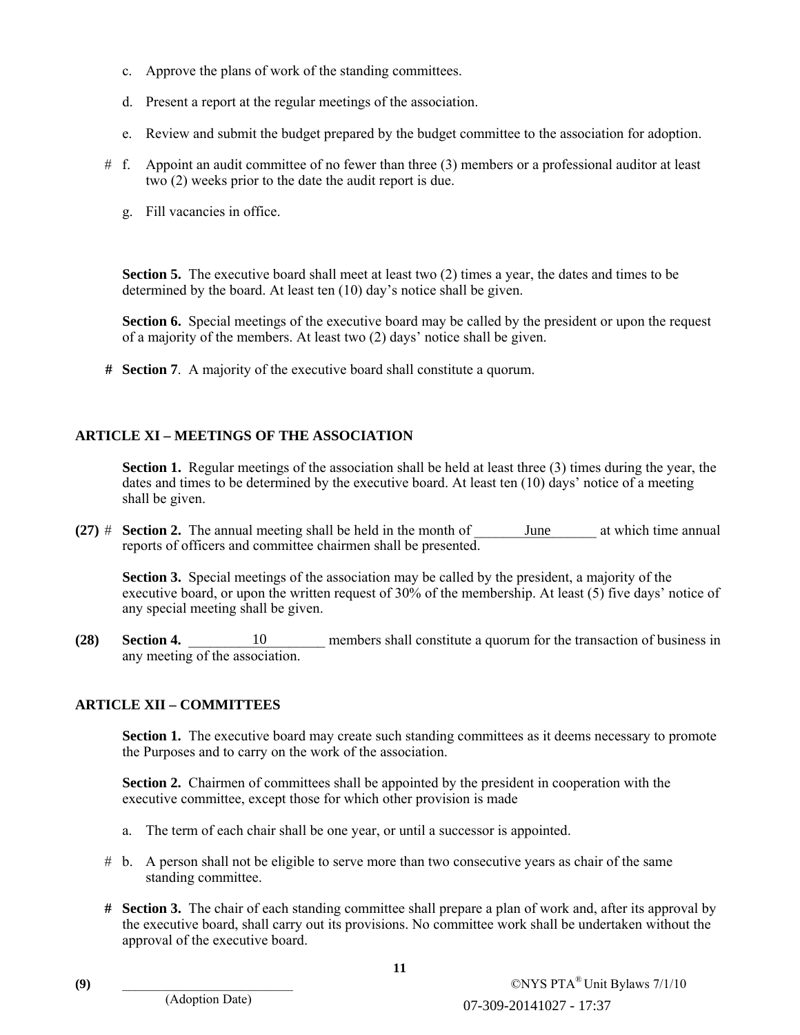c. Approve the plans of work of the standing committees.

d. Present a report at the regular meetings of the association.

e. Review and submit the budget prepared by the budget committee to the association for adoption.

# f. Appoint an audit committee of no fewer than three (3) members or a professional auditor at least two (2) weeks prior to the date the audit report is due.

g. Fill vacancies in office.

**Section 5.** The executive board shall meet at least two (2) times a year, the dates and times to be determined by the board. At least ten (10) day's notice shall be given.

**Section 6.** Special meetings of the executive board may be called by the president or upon the request of a majority of the members. At least two (2) days' notice shall be given.

**# Section 7**. A majority of the executive board shall constitute a quorum.

## ARTICLE XI – MEETINGS OF THE ASSOCIATION

**Section 1.** Regular meetings of the association shall be held at least three (3) times during the year, the dates and times to be determined by the executive board. At least ten (10) days' notice of a meeting shall be given.

**(27)** # **Section 2.** The annual meeting shall be held in the month of ________June_______ at which time annual reports of officers and committee chairmen shall be presented.

**Section 3.** Special meetings of the association may be called by the president, a majority of the executive board, or upon the written request of 30% of the membership. At least (5) five days' notice of any special meeting shall be given.

**(28)** **Section 4.** _________10________ members shall constitute a quorum for the transaction of business in any meeting of the association.

## ARTICLE XII – COMMITTEES

**Section 1.** The executive board may create such standing committees as it deems necessary to promote the Purposes and to carry on the work of the association.

**Section 2.** Chairmen of committees shall be appointed by the president in cooperation with the executive committee, except those for which other provision is made

a. The term of each chair shall be one year, or until a successor is appointed.

# b. A person shall not be eligible to serve more than two consecutive years as chair of the same standing committee.

**# Section 3.** The chair of each standing committee shall prepare a plan of work and, after its approval by the executive board, shall carry out its provisions. No committee work shall be undertaken without the approval of the executive board.

**(9)** _________________________
(Adoption Date)

©NYS PTA® Unit Bylaws 7/1/10

07-309-20141027 - 17:37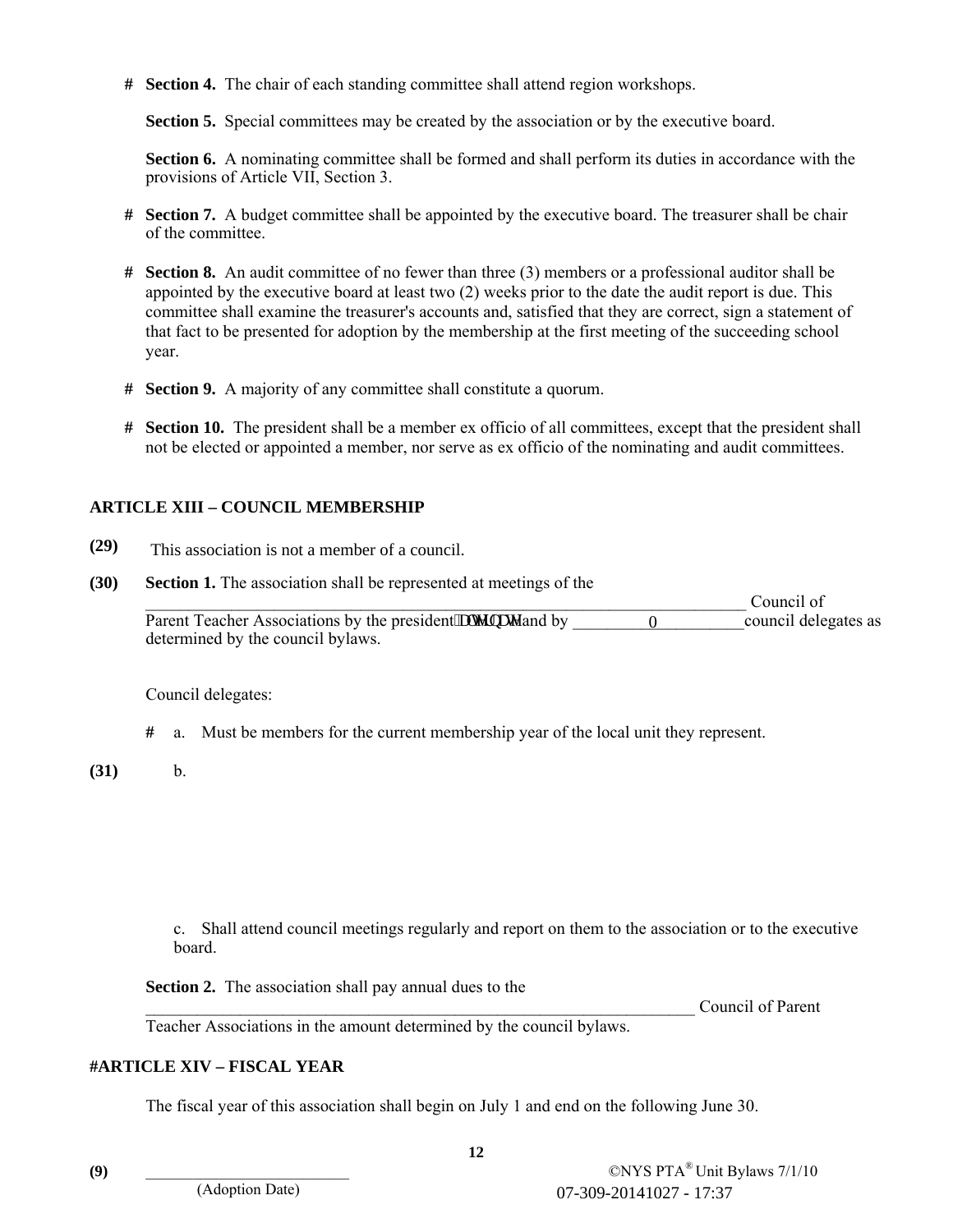**#** **Section 4.** The chair of each standing committee shall attend region workshops.

**Section 5.** Special committees may be created by the association or by the executive board.

**Section 6.** A nominating committee shall be formed and shall perform its duties in accordance with the provisions of Article VII, Section 3.

**#** **Section 7.** A budget committee shall be appointed by the executive board. The treasurer shall be chair of the committee.

**#** **Section 8.** An audit committee of no fewer than three (3) members or a professional auditor shall be appointed by the executive board at least two (2) weeks prior to the date the audit report is due. This committee shall examine the treasurer's accounts and, satisfied that they are correct, sign a statement of that fact to be presented for adoption by the membership at the first meeting of the succeeding school year.

**#** **Section 9.** A majority of any committee shall constitute a quorum.

**#** **Section 10.** The president shall be a member ex officio of all committees, except that the president shall not be elected or appointed a member, nor serve as ex officio of the nominating and audit committees.

## ARTICLE XIII – COUNCIL MEMBERSHIP

**(29)** This association is not a member of a council.

**(30)** **Section 1.** The association shall be represented at meetings of the ______________________________ Council of Parent Teacher Associations by the president or alternate and by _________0_________ council delegates as determined by the council bylaws.

Council delegates:

**#** a. Must be members for the current membership year of the local unit they represent.

**(31)** b.

c. Shall attend council meetings regularly and report on them to the association or to the executive board.

**Section 2.** The association shall pay annual dues to the ______________________________ Council of Parent Teacher Associations in the amount determined by the council bylaws.

## #ARTICLE XIV – FISCAL YEAR

The fiscal year of this association shall begin on July 1 and end on the following June 30.

**(9)** ________________________
(Adoption Date)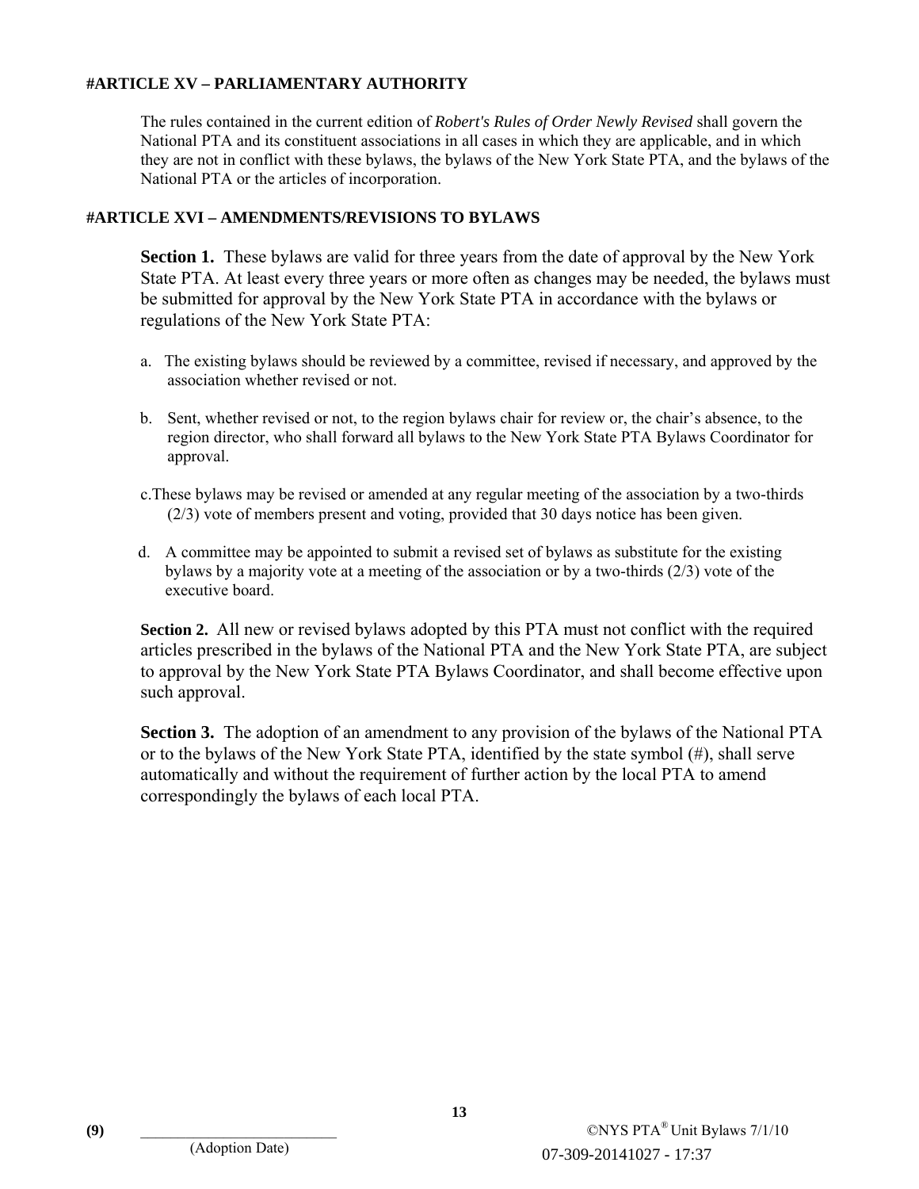**#ARTICLE XV – PARLIAMENTARY AUTHORITY**

The rules contained in the current edition of *Robert's Rules of Order Newly Revised* shall govern the National PTA and its constituent associations in all cases in which they are applicable, and in which they are not in conflict with these bylaws, the bylaws of the New York State PTA, and the bylaws of the National PTA or the articles of incorporation.

**#ARTICLE XVI – AMENDMENTS/REVISIONS TO BYLAWS**

**Section 1.** These bylaws are valid for three years from the date of approval by the New York State PTA. At least every three years or more often as changes may be needed, the bylaws must be submitted for approval by the New York State PTA in accordance with the bylaws or regulations of the New York State PTA:

a. The existing bylaws should be reviewed by a committee, revised if necessary, and approved by the association whether revised or not.

b. Sent, whether revised or not, to the region bylaws chair for review or, the chair's absence, to the region director, who shall forward all bylaws to the New York State PTA Bylaws Coordinator for approval.

c. These bylaws may be revised or amended at any regular meeting of the association by a two-thirds (2/3) vote of members present and voting, provided that 30 days notice has been given.

d. A committee may be appointed to submit a revised set of bylaws as substitute for the existing bylaws by a majority vote at a meeting of the association or by a two-thirds (2/3) vote of the executive board.

**Section 2.** All new or revised bylaws adopted by this PTA must not conflict with the required articles prescribed in the bylaws of the National PTA and the New York State PTA, are subject to approval by the New York State PTA Bylaws Coordinator, and shall become effective upon such approval.

**Section 3.** The adoption of an amendment to any provision of the bylaws of the National PTA or to the bylaws of the New York State PTA, identified by the state symbol (#), shall serve automatically and without the requirement of further action by the local PTA to amend correspondingly the bylaws of each local PTA.

**(9)** ________________________
(Adoption Date)